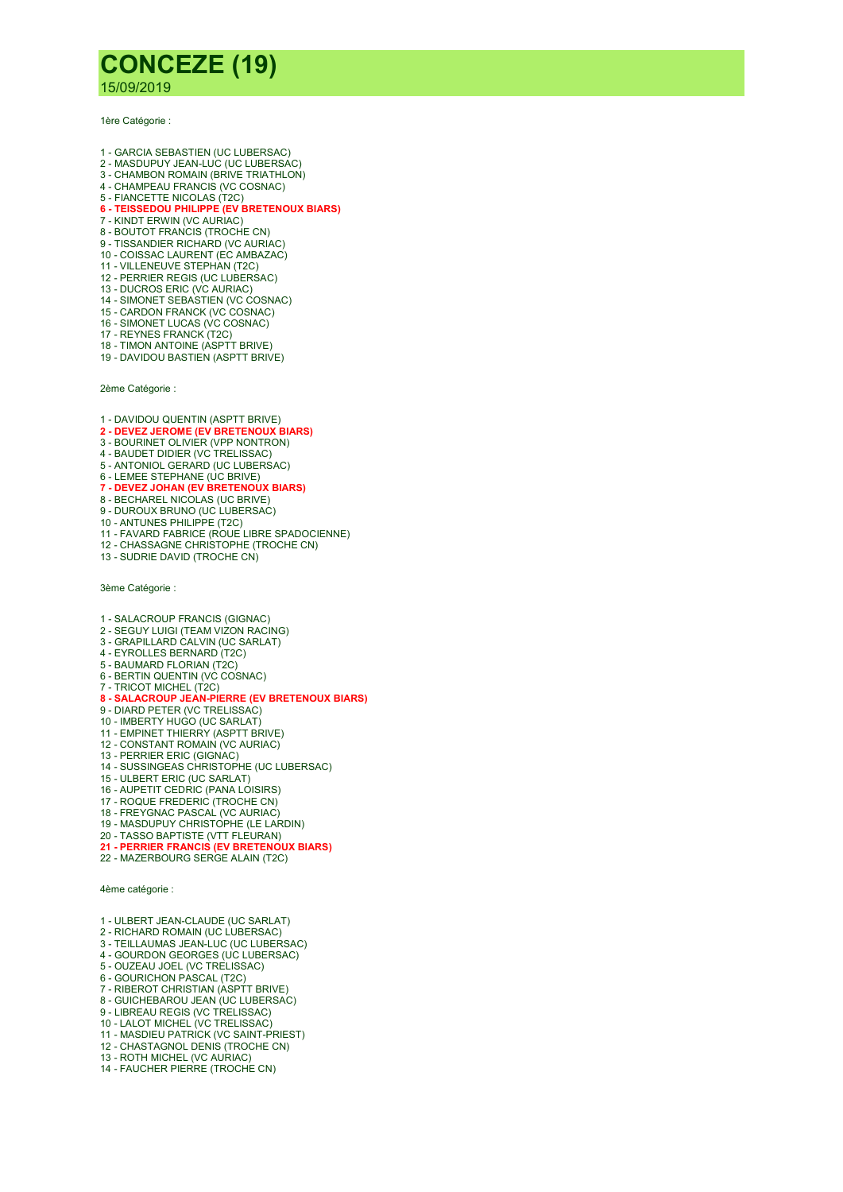# CONCEZE (19)

15/09/2019

1ère Catégorie :

1 - GARCIA SEBASTIEN (UC LUBERSAC)
2 - MASDUPUY JEAN-LUC (UC LUBERSAC)
3 - CHAMBON ROMAIN (BRIVE TRIATHLON)
4 - CHAMPEAU FRANCIS (VC COSNAC)
5 - FIANCETTE NICOLAS (T2C)
**6 - TEISSEDOU PHILIPPE (EV BRETENOUX BIARS)**
7 - KINDT ERWIN (VC AURIAC)
8 - BOUTOT FRANCIS (TROCHE CN)
9 - TISSANDIER RICHARD (VC AURIAC)
10 - COISSAC LAURENT (EC AMBAZAC)
11 - VILLENEUVE STEPHAN (T2C)
12 - PERRIER REGIS (UC LUBERSAC)
13 - DUCROS ERIC (VC AURIAC)
14 - SIMONET SEBASTIEN (VC COSNAC)
15 - CARDON FRANCK (VC COSNAC)
16 - SIMONET LUCAS (VC COSNAC)
17 - REYNES FRANCK (T2C)
18 - TIMON ANTOINE (ASPTT BRIVE)
19 - DAVIDOU BASTIEN (ASPTT BRIVE)

2ème Catégorie :

1 - DAVIDOU QUENTIN (ASPTT BRIVE)
**2 - DEVEZ JEROME (EV BRETENOUX BIARS)**
3 - BOURINET OLIVIER (VPP NONTRON)
4 - BAUDET DIDIER (VC TRELISSAC)
5 - ANTONIOL GERARD (UC LUBERSAC)
6 - LEMEE STEPHANE (UC BRIVE)
**7 - DEVEZ JOHAN (EV BRETENOUX BIARS)**
8 - BECHAREL NICOLAS (UC BRIVE)
9 - DUROUX BRUNO (UC LUBERSAC)
10 - ANTUNES PHILIPPE (T2C)
11 - FAVARD FABRICE (ROUE LIBRE SPADOCIENNE)
12 - CHASSAGNE CHRISTOPHE (TROCHE CN)
13 - SUDRIE DAVID (TROCHE CN)

3ème Catégorie :

1 - SALACROUP FRANCIS (GIGNAC)
2 - SEGUY LUIGI (TEAM VIZON RACING)
3 - GRAPILLARD CALVIN (UC SARLAT)
4 - EYROLLES BERNARD (T2C)
5 - BAUMARD FLORIAN (T2C)
6 - BERTIN QUENTIN (VC COSNAC)
7 - TRICOT MICHEL (T2C)
**8 - SALACROUP JEAN-PIERRE (EV BRETENOUX BIARS)**
9 - DIARD PETER (VC TRELISSAC)
10 - IMBERTY HUGO (UC SARLAT)
11 - EMPINET THIERRY (ASPTT BRIVE)
12 - CONSTANT ROMAIN (VC AURIAC)
13 - PERRIER ERIC (GIGNAC)
14 - SUSSINGEAS CHRISTOPHE (UC LUBERSAC)
15 - ULBERT ERIC (UC SARLAT)
16 - AUPETIT CEDRIC (PANA LOISIRS)
17 - ROQUE FREDERIC (TROCHE CN)
18 - FREYGNAC PASCAL (VC AURIAC)
19 - MASDUPUY CHRISTOPHE (LE LARDIN)
20 - TASSO BAPTISTE (VTT FLEURAN)
**21 - PERRIER FRANCIS (EV BRETENOUX BIARS)**
22 - MAZERBOURG SERGE ALAIN (T2C)

4ème catégorie :

1 - ULBERT JEAN-CLAUDE (UC SARLAT)
2 - RICHARD ROMAIN (UC LUBERSAC)
3 - TEILLAUMAS JEAN-LUC (UC LUBERSAC)
4 - GOURDON GEORGES (UC LUBERSAC)
5 - OUZEAU JOEL (VC TRELISSAC)
6 - GOURICHON PASCAL (T2C)
7 - RIBEROT CHRISTIAN (ASPTT BRIVE)
8 - GUICHEBAROU JEAN (UC LUBERSAC)
9 - LIBREAU REGIS (VC TRELISSAC)
10 - LALOT MICHEL (VC TRELISSAC)
11 - MASDIEU PATRICK (VC SAINT-PRIEST)
12 - CHASTAGNOL DENIS (TROCHE CN)
13 - ROTH MICHEL (VC AURIAC)
14 - FAUCHER PIERRE (TROCHE CN)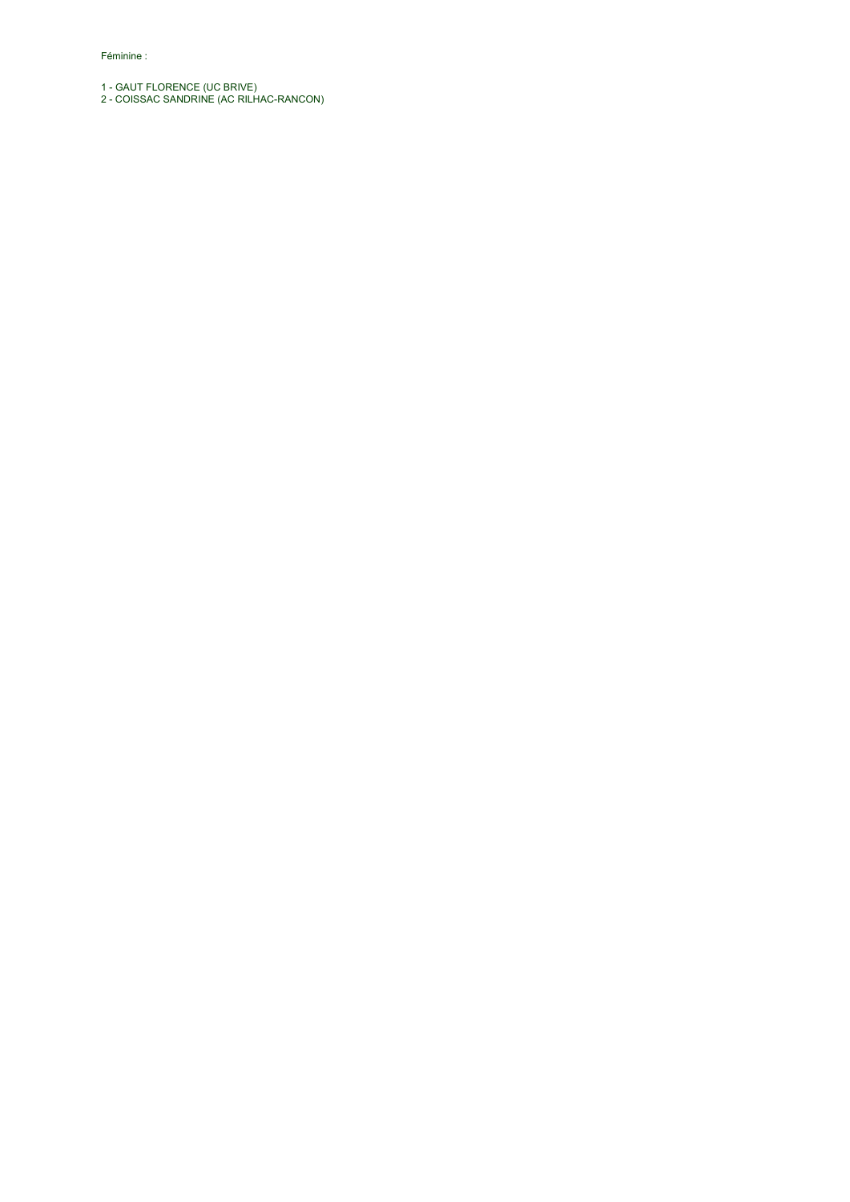Féminine :

1 - GAUT FLORENCE (UC BRIVE)
2 - COISSAC SANDRINE (AC RILHAC-RANCON)